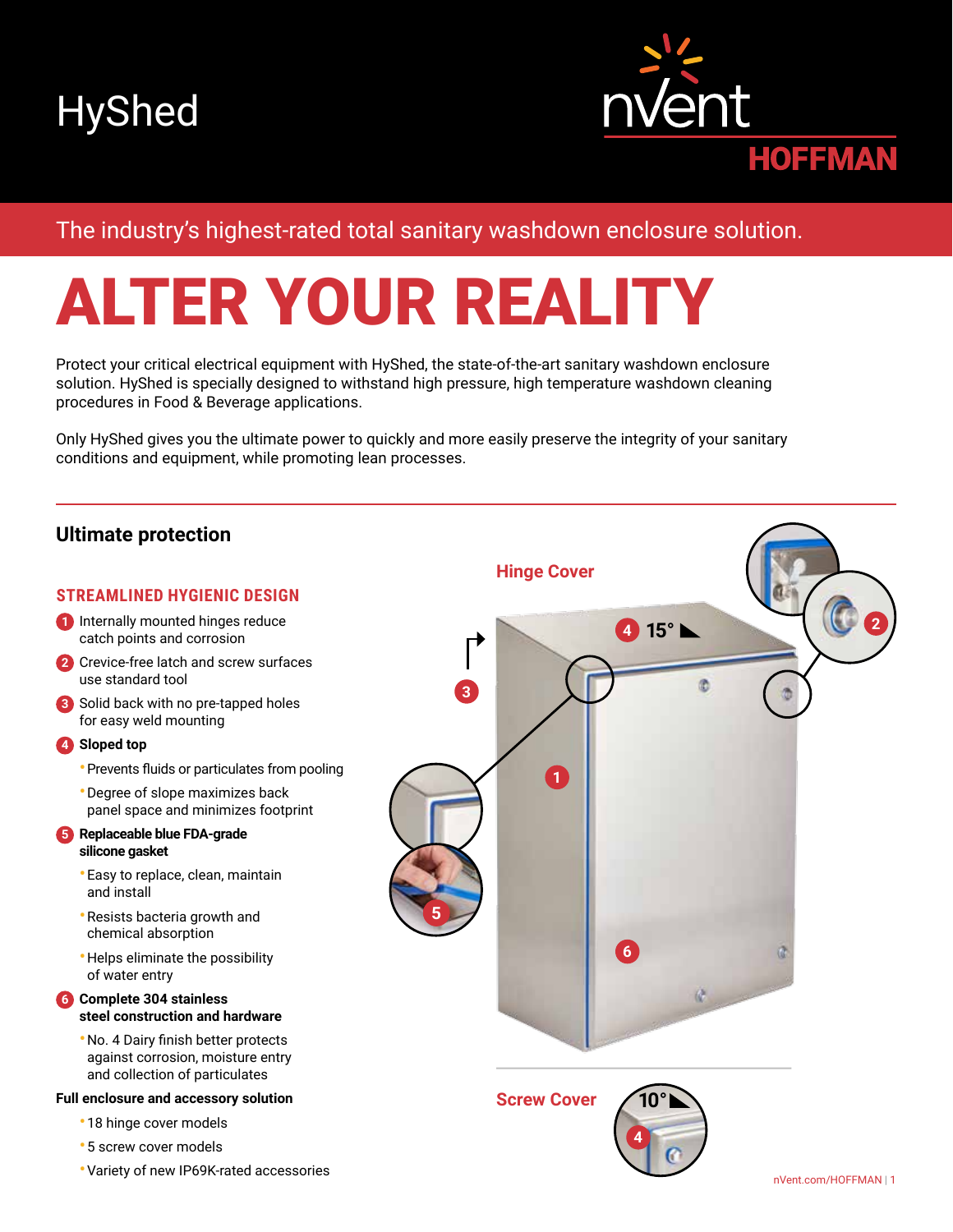# HyShed

nVent HOFFMAN

The industry's highest-rated total sanitary washdown enclosure solution.

# ALTER YOUR REALITY

Protect your critical electrical equipment with HyShed, the state-of-the-art sanitary washdown enclosure solution. HyShed is specially designed to withstand high pressure, high temperature washdown cleaning procedures in Food & Beverage applications.

Only HyShed gives you the ultimate power to quickly and more easily preserve the integrity of your sanitary conditions and equipment, while promoting lean processes.

## Ultimate protection

### STREAMLINED HYGIENIC DESIGN

1. Internally mounted hinges reduce catch points and corrosion
2. Crevice-free latch and screw surfaces use standard tool
3. Solid back with no pre-tapped holes for easy weld mounting
4. **Sloped top**
   - Prevents fluids or particulates from pooling
   - Degree of slope maximizes back panel space and minimizes footprint
5. **Replaceable blue FDA-grade silicone gasket**
   - Easy to replace, clean, maintain and install
   - Resists bacteria growth and chemical absorption
   - Helps eliminate the possibility of water entry
6. **Complete 304 stainless steel construction and hardware**
   - No. 4 Dairy finish better protects against corrosion, moisture entry and collection of particulates

**Full enclosure and accessory solution**

- 18 hinge cover models
- 5 screw cover models
- Variety of new IP69K-rated accessories

**Hinge Cover**

4 15°

**Screw Cover**

4 10°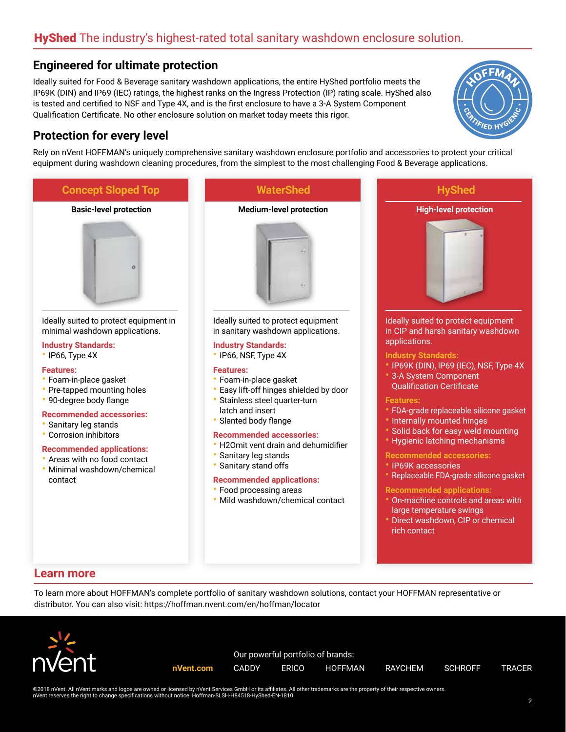## HyShed The industry's highest-rated total sanitary washdown enclosure solution.

### Engineered for ultimate protection

Ideally suited for Food & Beverage sanitary washdown applications, the entire HyShed portfolio meets the IP69K (DIN) and IP69 (IEC) ratings, the highest ranks on the Ingress Protection (IP) rating scale. HyShed also is tested and certified to NSF and Type 4X, and is the first enclosure to have a 3-A System Component Qualification Certificate. No other enclosure solution on market today meets this rigor.

### Protection for every level

Rely on nVent HOFFMAN's uniquely comprehensive sanitary washdown enclosure portfolio and accessories to protect your critical equipment during washdown cleaning procedures, from the simplest to the most challenging Food & Beverage applications.

#### Concept Sloped Top

**Basic-level protection**

Ideally suited to protect equipment in minimal washdown applications.

**Industry Standards:**
- IP66, Type 4X

**Features:**
- Foam-in-place gasket
- Pre-tapped mounting holes
- 90-degree body flange

**Recommended accessories:**
- Sanitary leg stands
- Corrosion inhibitors

**Recommended applications:**
- Areas with no food contact
- Minimal washdown/chemical contact

#### WaterShed

**Medium-level protection**

Ideally suited to protect equipment in sanitary washdown applications.

**Industry Standards:**
- IP66, NSF, Type 4X

**Features:**
- Foam-in-place gasket
- Easy lift-off hinges shielded by door
- Stainless steel quarter-turn latch and insert
- Slanted body flange

**Recommended accessories:**
- H2Omit vent drain and dehumidifier
- Sanitary leg stands
- Sanitary stand offs

**Recommended applications:**
- Food processing areas
- Mild washdown/chemical contact

#### HyShed

**High-level protection**

Ideally suited to protect equipment in CIP and harsh sanitary washdown applications.

**Industry Standards:**
- IP69K (DIN), IP69 (IEC), NSF, Type 4X
- 3-A System Component Qualification Certificate

**Features:**
- FDA-grade replaceable silicone gasket
- Internally mounted hinges
- Solid back for easy weld mounting
- Hygienic latching mechanisms

**Recommended accessories:**
- IP69K accessories
- Replaceable FDA-grade silicone gasket

**Recommended applications:**
- On-machine controls and areas with large temperature swings
- Direct washdown, CIP or chemical rich contact

### Learn more

To learn more about HOFFMAN's complete portfolio of sanitary washdown solutions, contact your HOFFMAN representative or distributor. You can also visit: https://hoffman.nvent.com/en/hoffman/locator

Our powerful portfolio of brands:

nVent.com CADDY ERICO HOFFMAN RAYCHEM SCHROFF TRACER

©2018 nVent. All nVent marks and logos are owned or licensed by nVent Services GmbH or its affiliates. All other trademarks are the property of their respective owners. nVent reserves the right to change specifications without notice. Hoffman-SLSH-H84518-HyShed-EN-1810